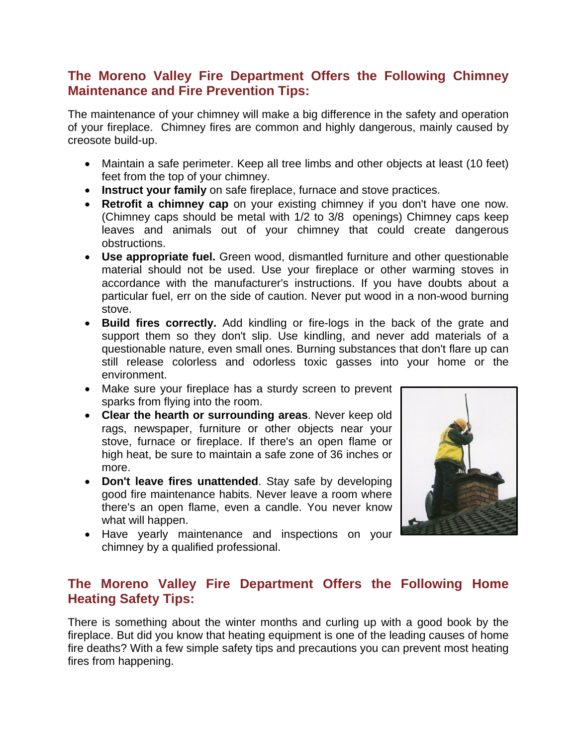## The Moreno Valley Fire Department Offers the Following Chimney Maintenance and Fire Prevention Tips:

The maintenance of your chimney will make a big difference in the safety and operation of your fireplace. Chimney fires are common and highly dangerous, mainly caused by creosote build-up.

- Maintain a safe perimeter. Keep all tree limbs and other objects at least (10 feet) feet from the top of your chimney.
- **Instruct your family** on safe fireplace, furnace and stove practices.
- **Retrofit a chimney cap** on your existing chimney if you don't have one now. (Chimney caps should be metal with 1/2 to 3/8 openings) Chimney caps keep leaves and animals out of your chimney that could create dangerous obstructions.
- **Use appropriate fuel.** Green wood, dismantled furniture and other questionable material should not be used. Use your fireplace or other warming stoves in accordance with the manufacturer's instructions. If you have doubts about a particular fuel, err on the side of caution. Never put wood in a non-wood burning stove.
- **Build fires correctly.** Add kindling or fire-logs in the back of the grate and support them so they don't slip. Use kindling, and never add materials of a questionable nature, even small ones. Burning substances that don't flare up can still release colorless and odorless toxic gasses into your home or the environment.
- Make sure your fireplace has a sturdy screen to prevent sparks from flying into the room.
- **Clear the hearth or surrounding areas**. Never keep old rags, newspaper, furniture or other objects near your stove, furnace or fireplace. If there's an open flame or high heat, be sure to maintain a safe zone of 36 inches or more.
- **Don't leave fires unattended**. Stay safe by developing good fire maintenance habits. Never leave a room where there's an open flame, even a candle. You never know what will happen.
- Have yearly maintenance and inspections on your chimney by a qualified professional.

## The Moreno Valley Fire Department Offers the Following Home Heating Safety Tips:

There is something about the winter months and curling up with a good book by the fireplace. But did you know that heating equipment is one of the leading causes of home fire deaths? With a few simple safety tips and precautions you can prevent most heating fires from happening.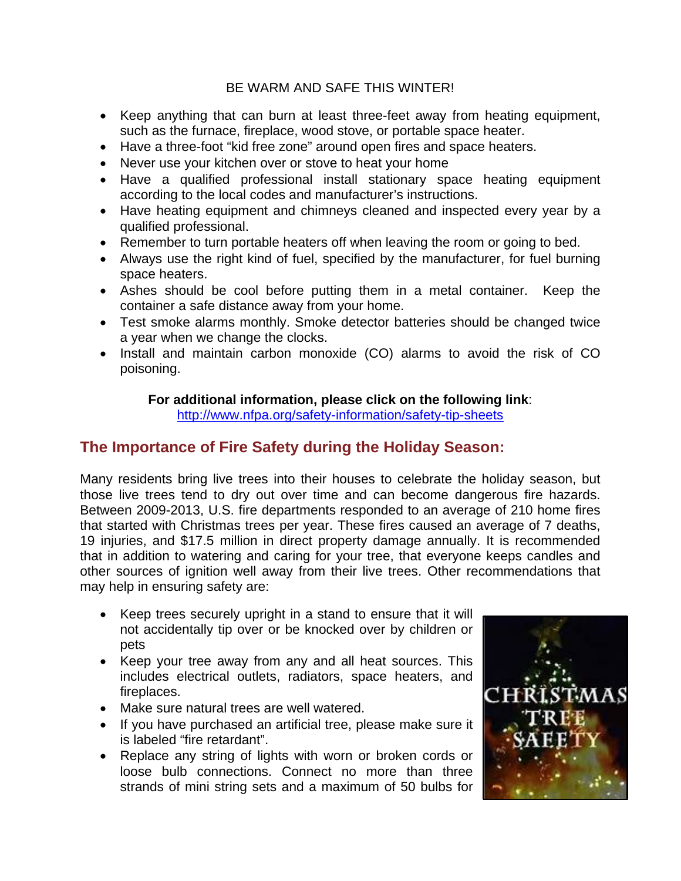BE WARM AND SAFE THIS WINTER!

- Keep anything that can burn at least three-feet away from heating equipment, such as the furnace, fireplace, wood stove, or portable space heater.
- Have a three-foot "kid free zone" around open fires and space heaters.
- Never use your kitchen over or stove to heat your home
- Have a qualified professional install stationary space heating equipment according to the local codes and manufacturer's instructions.
- Have heating equipment and chimneys cleaned and inspected every year by a qualified professional.
- Remember to turn portable heaters off when leaving the room or going to bed.
- Always use the right kind of fuel, specified by the manufacturer, for fuel burning space heaters.
- Ashes should be cool before putting them in a metal container. Keep the container a safe distance away from your home.
- Test smoke alarms monthly. Smoke detector batteries should be changed twice a year when we change the clocks.
- Install and maintain carbon monoxide (CO) alarms to avoid the risk of CO poisoning.

**For additional information, please click on the following link**:
http://www.nfpa.org/safety-information/safety-tip-sheets

## The Importance of Fire Safety during the Holiday Season:

Many residents bring live trees into their houses to celebrate the holiday season, but those live trees tend to dry out over time and can become dangerous fire hazards. Between 2009-2013, U.S. fire departments responded to an average of 210 home fires that started with Christmas trees per year. These fires caused an average of 7 deaths, 19 injuries, and $17.5 million in direct property damage annually. It is recommended that in addition to watering and caring for your tree, that everyone keeps candles and other sources of ignition well away from their live trees. Other recommendations that may help in ensuring safety are:

- Keep trees securely upright in a stand to ensure that it will not accidentally tip over or be knocked over by children or pets
- Keep your tree away from any and all heat sources. This includes electrical outlets, radiators, space heaters, and fireplaces.
- Make sure natural trees are well watered.
- If you have purchased an artificial tree, please make sure it is labeled "fire retardant".
- Replace any string of lights with worn or broken cords or loose bulb connections. Connect no more than three strands of mini string sets and a maximum of 50 bulbs for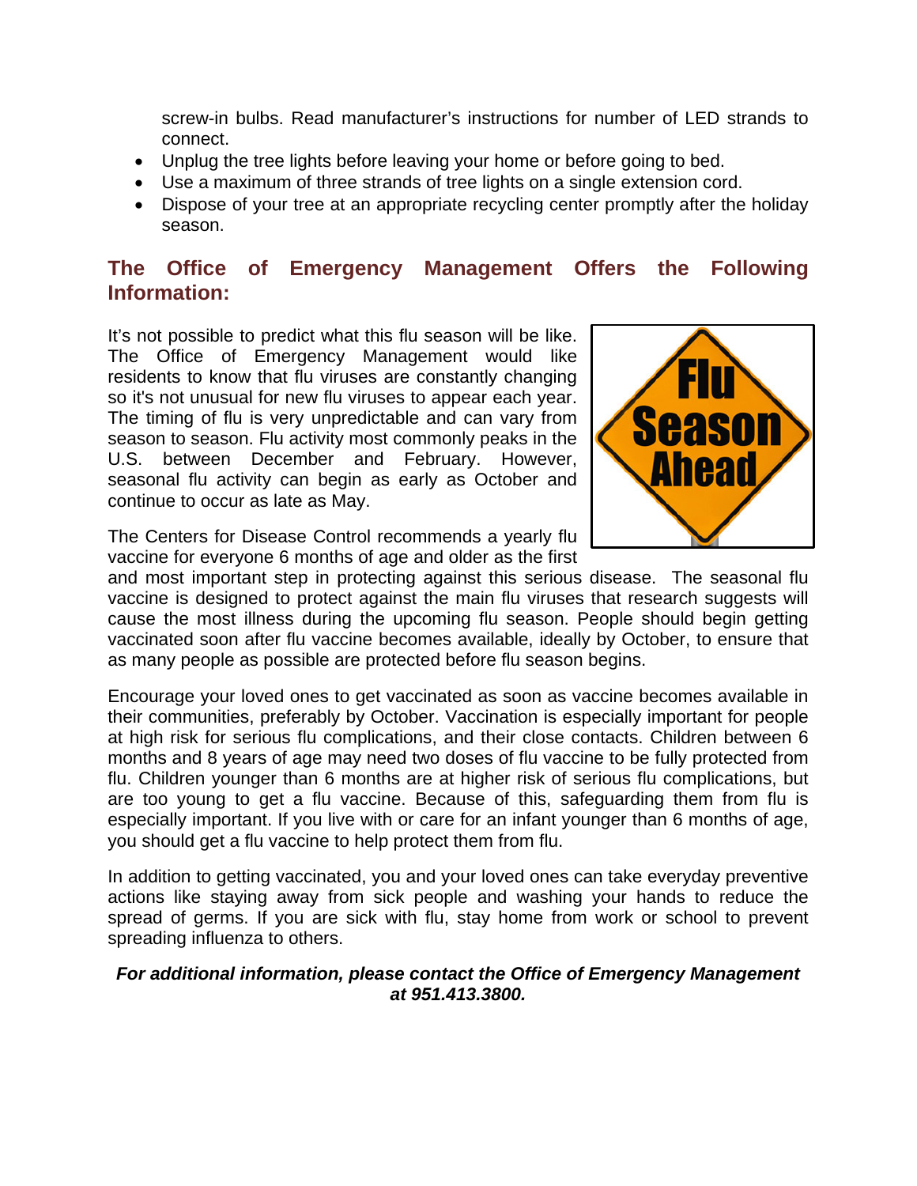screw-in bulbs. Read manufacturer's instructions for number of LED strands to connect.

- Unplug the tree lights before leaving your home or before going to bed.
- Use a maximum of three strands of tree lights on a single extension cord.
- Dispose of your tree at an appropriate recycling center promptly after the holiday season.

## The Office of Emergency Management Offers the Following Information:

It's not possible to predict what this flu season will be like. The Office of Emergency Management would like residents to know that flu viruses are constantly changing so it's not unusual for new flu viruses to appear each year. The timing of flu is very unpredictable and can vary from season to season. Flu activity most commonly peaks in the U.S. between December and February. However, seasonal flu activity can begin as early as October and continue to occur as late as May.

The Centers for Disease Control recommends a yearly flu vaccine for everyone 6 months of age and older as the first and most important step in protecting against this serious disease. The seasonal flu vaccine is designed to protect against the main flu viruses that research suggests will cause the most illness during the upcoming flu season. People should begin getting vaccinated soon after flu vaccine becomes available, ideally by October, to ensure that as many people as possible are protected before flu season begins.

Encourage your loved ones to get vaccinated as soon as vaccine becomes available in their communities, preferably by October. Vaccination is especially important for people at high risk for serious flu complications, and their close contacts. Children between 6 months and 8 years of age may need two doses of flu vaccine to be fully protected from flu. Children younger than 6 months are at higher risk of serious flu complications, but are too young to get a flu vaccine. Because of this, safeguarding them from flu is especially important. If you live with or care for an infant younger than 6 months of age, you should get a flu vaccine to help protect them from flu.

In addition to getting vaccinated, you and your loved ones can take everyday preventive actions like staying away from sick people and washing your hands to reduce the spread of germs. If you are sick with flu, stay home from work or school to prevent spreading influenza to others.

***For additional information, please contact the Office of Emergency Management at 951.413.3800.***